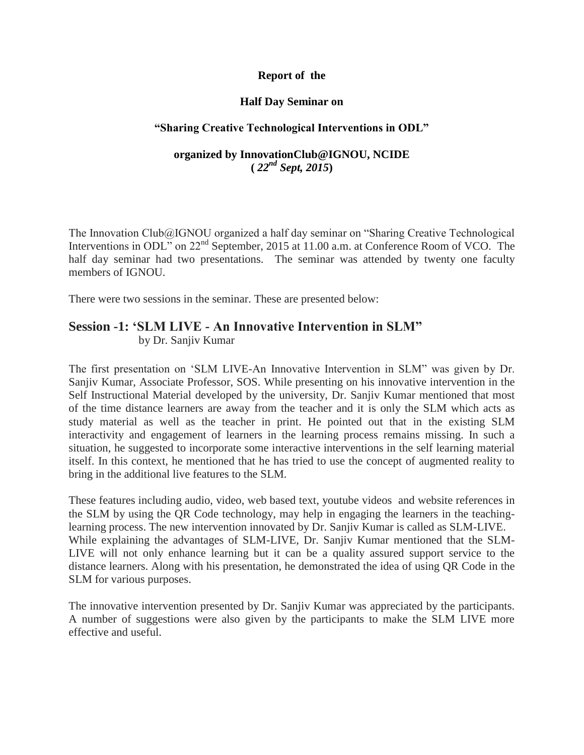**Report of the**

**Half Day Seminar on**

**"Sharing Creative Technological Interventions in ODL"**

**organized by InnovationClub@IGNOU, NCIDE**
**( *22nd Sept, 2015*)**

The Innovation Club@IGNOU organized a half day seminar on "Sharing Creative Technological Interventions in ODL" on 22nd September, 2015 at 11.00 a.m. at Conference Room of VCO. The half day seminar had two presentations. The seminar was attended by twenty one faculty members of IGNOU.

There were two sessions in the seminar. These are presented below:

## Session -1: 'SLM LIVE - An Innovative Intervention in SLM"

by Dr. Sanjiv Kumar

The first presentation on 'SLM LIVE-An Innovative Intervention in SLM" was given by Dr. Sanjiv Kumar, Associate Professor, SOS. While presenting on his innovative intervention in the Self Instructional Material developed by the university, Dr. Sanjiv Kumar mentioned that most of the time distance learners are away from the teacher and it is only the SLM which acts as study material as well as the teacher in print. He pointed out that in the existing SLM interactivity and engagement of learners in the learning process remains missing. In such a situation, he suggested to incorporate some interactive interventions in the self learning material itself. In this context, he mentioned that he has tried to use the concept of augmented reality to bring in the additional live features to the SLM.

These features including audio, video, web based text, youtube videos and website references in the SLM by using the QR Code technology, may help in engaging the learners in the teaching-learning process. The new intervention innovated by Dr. Sanjiv Kumar is called as SLM-LIVE. While explaining the advantages of SLM-LIVE, Dr. Sanjiv Kumar mentioned that the SLM-LIVE will not only enhance learning but it can be a quality assured support service to the distance learners. Along with his presentation, he demonstrated the idea of using QR Code in the SLM for various purposes.

The innovative intervention presented by Dr. Sanjiv Kumar was appreciated by the participants. A number of suggestions were also given by the participants to make the SLM LIVE more effective and useful.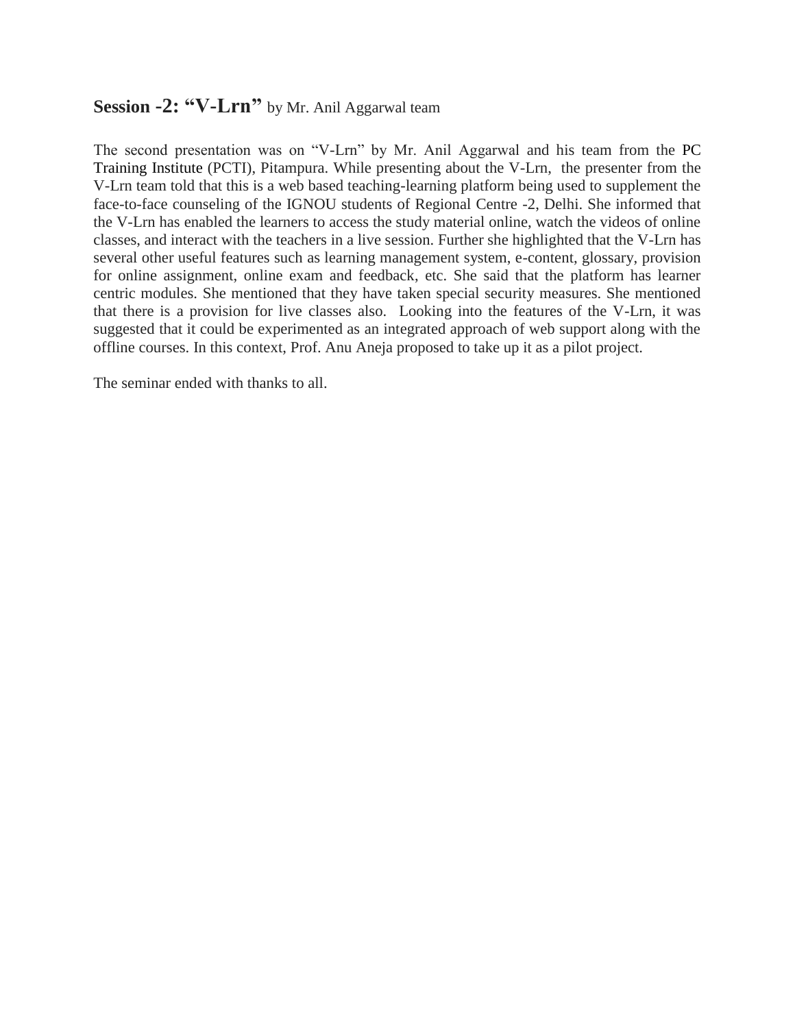## **Session -2: "V-Lrn"** by Mr. Anil Aggarwal team

The second presentation was on "V-Lrn" by Mr. Anil Aggarwal and his team from the PC Training Institute (PCTI), Pitampura. While presenting about the V-Lrn, the presenter from the V-Lrn team told that this is a web based teaching-learning platform being used to supplement the face-to-face counseling of the IGNOU students of Regional Centre -2, Delhi. She informed that the V-Lrn has enabled the learners to access the study material online, watch the videos of online classes, and interact with the teachers in a live session. Further she highlighted that the V-Lrn has several other useful features such as learning management system, e-content, glossary, provision for online assignment, online exam and feedback, etc. She said that the platform has learner centric modules. She mentioned that they have taken special security measures. She mentioned that there is a provision for live classes also. Looking into the features of the V-Lrn, it was suggested that it could be experimented as an integrated approach of web support along with the offline courses. In this context, Prof. Anu Aneja proposed to take up it as a pilot project.

The seminar ended with thanks to all.